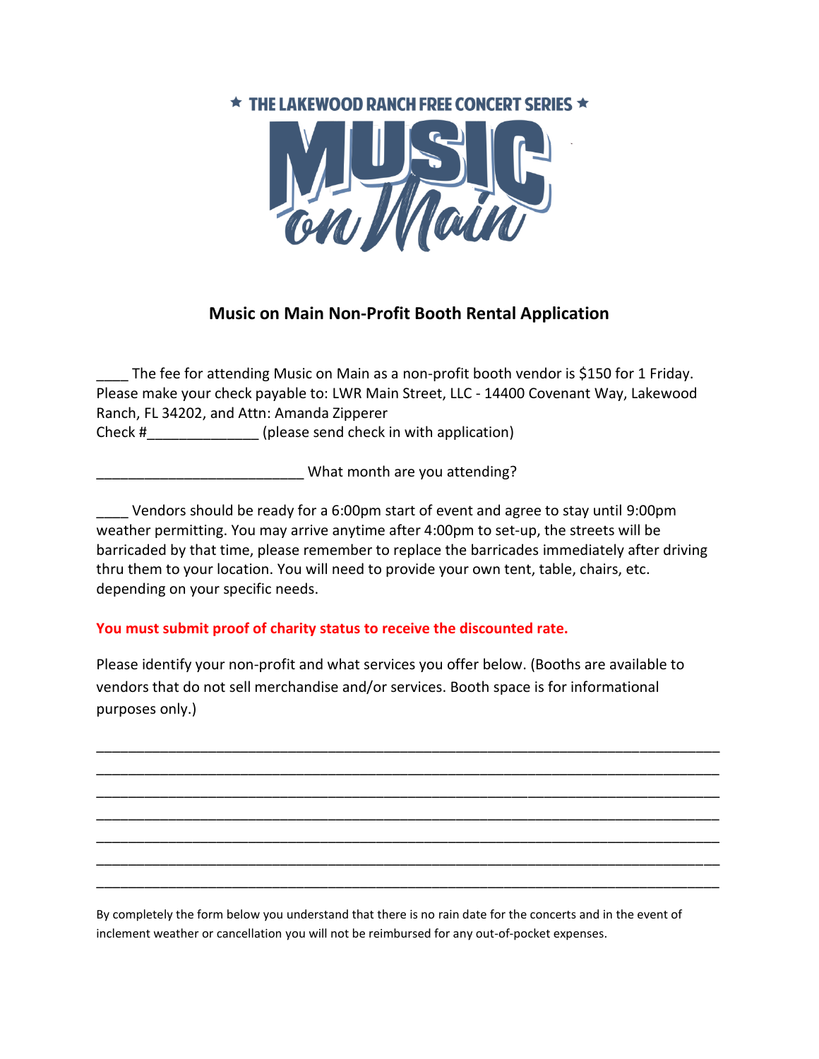★ THE LAKEWOOD RANCH FREE CONCERT SERIES ★

MUSIC on Main

## Music on Main Non-Profit Booth Rental Application

____ The fee for attending Music on Main as a non-profit booth vendor is $150 for 1 Friday. Please make your check payable to: LWR Main Street, LLC - 14400 Covenant Way, Lakewood Ranch, FL 34202, and Attn: Amanda Zipperer
Check #______________ (please send check in with application)

__________________________ What month are you attending?

____ Vendors should be ready for a 6:00pm start of event and agree to stay until 9:00pm weather permitting. You may arrive anytime after 4:00pm to set-up, the streets will be barricaded by that time, please remember to replace the barricades immediately after driving thru them to your location. You will need to provide your own tent, table, chairs, etc. depending on your specific needs.

**You must submit proof of charity status to receive the discounted rate.**

Please identify your non-profit and what services you offer below. (Booths are available to vendors that do not sell merchandise and/or services. Booth space is for informational purposes only.)

_______________________________________________________________________________
_______________________________________________________________________________
_______________________________________________________________________________
_______________________________________________________________________________
_______________________________________________________________________________
_______________________________________________________________________________
_______________________________________________________________________________

By completely the form below you understand that there is no rain date for the concerts and in the event of inclement weather or cancellation you will not be reimbursed for any out-of-pocket expenses.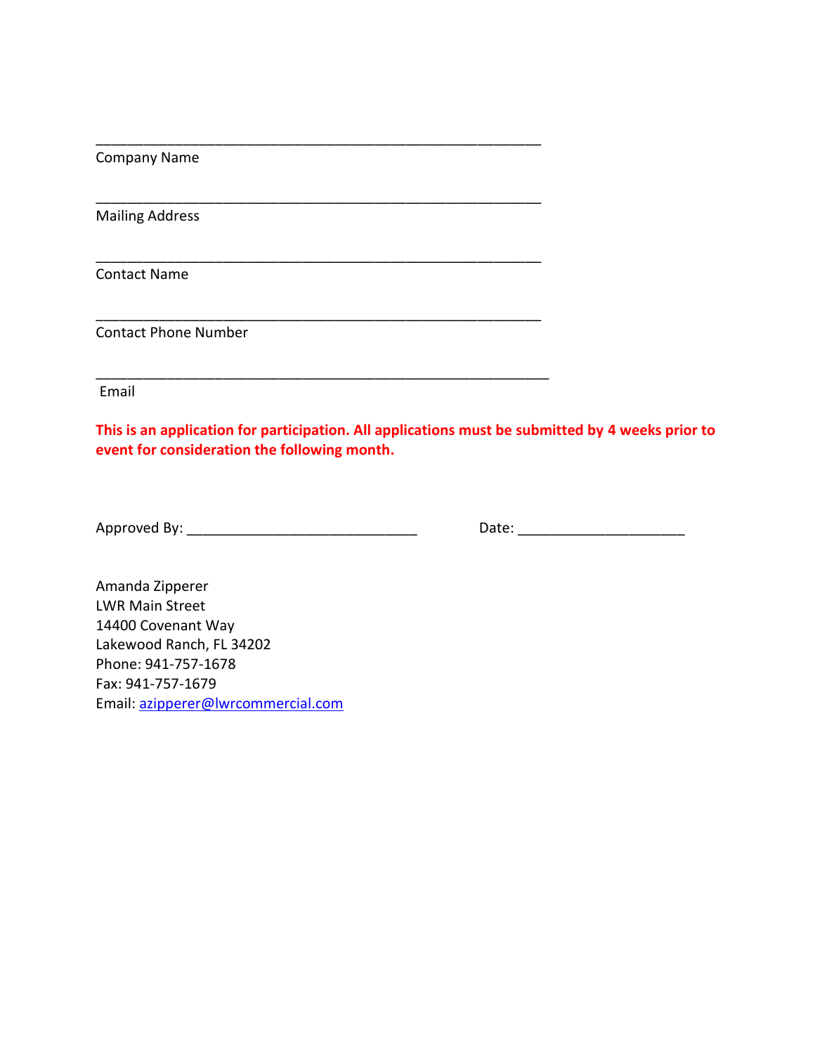\_\_\_\_\_\_\_\_\_\_\_\_\_\_\_\_\_\_\_\_\_\_\_\_\_\_\_\_\_\_\_\_\_\_\_\_\_\_\_\_\_\_\_\_\_\_\_\_\_\_\_\_\_\_\_\_\_\_

Company Name

\_\_\_\_\_\_\_\_\_\_\_\_\_\_\_\_\_\_\_\_\_\_\_\_\_\_\_\_\_\_\_\_\_\_\_\_\_\_\_\_\_\_\_\_\_\_\_\_\_\_\_\_\_\_\_\_\_\_

Mailing Address

\_\_\_\_\_\_\_\_\_\_\_\_\_\_\_\_\_\_\_\_\_\_\_\_\_\_\_\_\_\_\_\_\_\_\_\_\_\_\_\_\_\_\_\_\_\_\_\_\_\_\_\_\_\_\_\_\_\_

Contact Name

\_\_\_\_\_\_\_\_\_\_\_\_\_\_\_\_\_\_\_\_\_\_\_\_\_\_\_\_\_\_\_\_\_\_\_\_\_\_\_\_\_\_\_\_\_\_\_\_\_\_\_\_\_\_\_\_\_\_

Contact Phone Number

\_\_\_\_\_\_\_\_\_\_\_\_\_\_\_\_\_\_\_\_\_\_\_\_\_\_\_\_\_\_\_\_\_\_\_\_\_\_\_\_\_\_\_\_\_\_\_\_\_\_\_\_\_\_\_\_\_\_\_

Email

**This is an application for participation. All applications must be submitted by 4 weeks prior to event for consideration the following month.**

Approved By: \_\_\_\_\_\_\_\_\_\_\_\_\_\_\_\_\_\_\_\_\_\_\_\_\_\_\_\_\_\_ Date: \_\_\_\_\_\_\_\_\_\_\_\_\_\_\_\_\_\_\_\_\_\_

Amanda Zipperer  
LWR Main Street  
14400 Covenant Way  
Lakewood Ranch, FL 34202  
Phone: 941-757-1678  
Fax: 941-757-1679  
Email: azipperer@lwrcommercial.com